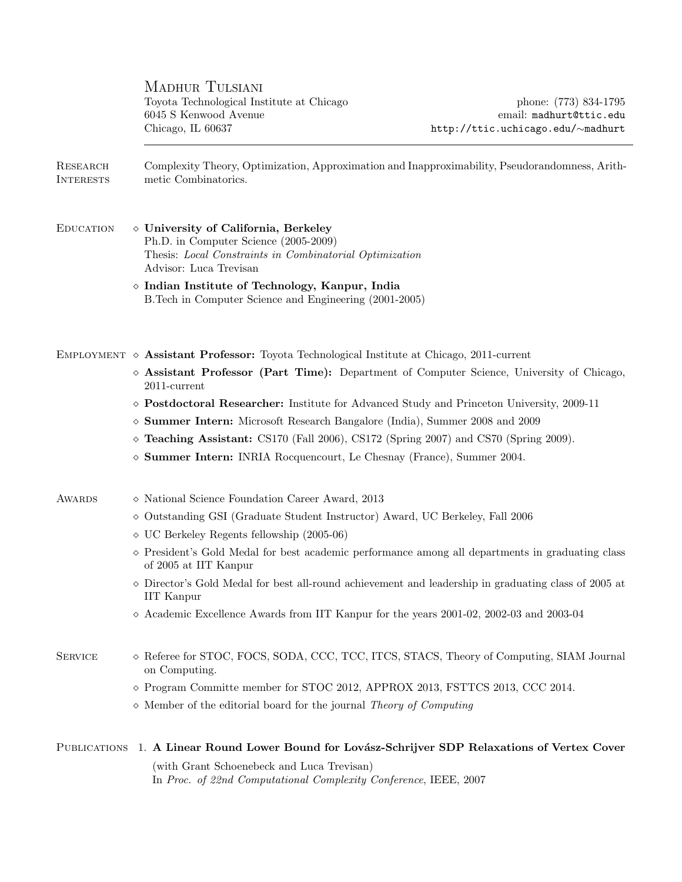# Madhur Tulsiani

Toyota Technological Institute at Chicago
6045 S Kenwood Avenue
Chicago, IL 60637

phone: (773) 834-1795
email: madhurt@ttic.edu
http://ttic.uchicago.edu/∼madhurt

---

## Research Interests

Complexity Theory, Optimization, Approximation and Inapproximability, Pseudorandomness, Arithmetic Combinatorics.

## Education

- **University of California, Berkeley**
  Ph.D. in Computer Science (2005-2009)
  Thesis: *Local Constraints in Combinatorial Optimization*
  Advisor: Luca Trevisan
- **Indian Institute of Technology, Kanpur, India**
  B.Tech in Computer Science and Engineering (2001-2005)

## Employment

- **Assistant Professor:** Toyota Technological Institute at Chicago, 2011-current
- **Assistant Professor (Part Time):** Department of Computer Science, University of Chicago, 2011-current
- **Postdoctoral Researcher:** Institute for Advanced Study and Princeton University, 2009-11
- **Summer Intern:** Microsoft Research Bangalore (India), Summer 2008 and 2009
- **Teaching Assistant:** CS170 (Fall 2006), CS172 (Spring 2007) and CS70 (Spring 2009).
- **Summer Intern:** INRIA Rocquencourt, Le Chesnay (France), Summer 2004.

## Awards

- National Science Foundation Career Award, 2013
- Outstanding GSI (Graduate Student Instructor) Award, UC Berkeley, Fall 2006
- UC Berkeley Regents fellowship (2005-06)
- President's Gold Medal for best academic performance among all departments in graduating class of 2005 at IIT Kanpur
- Director's Gold Medal for best all-round achievement and leadership in graduating class of 2005 at IIT Kanpur
- Academic Excellence Awards from IIT Kanpur for the years 2001-02, 2002-03 and 2003-04

## Service

- Referee for STOC, FOCS, SODA, CCC, TCC, ITCS, STACS, Theory of Computing, SIAM Journal on Computing.
- Program Committe member for STOC 2012, APPROX 2013, FSTTCS 2013, CCC 2014.
- Member of the editorial board for the journal *Theory of Computing*

## Publications

1. **A Linear Round Lower Bound for Lovász-Schrijver SDP Relaxations of Vertex Cover**
   (with Grant Schoenebeck and Luca Trevisan)
   In *Proc. of 22nd Computational Complexity Conference*, IEEE, 2007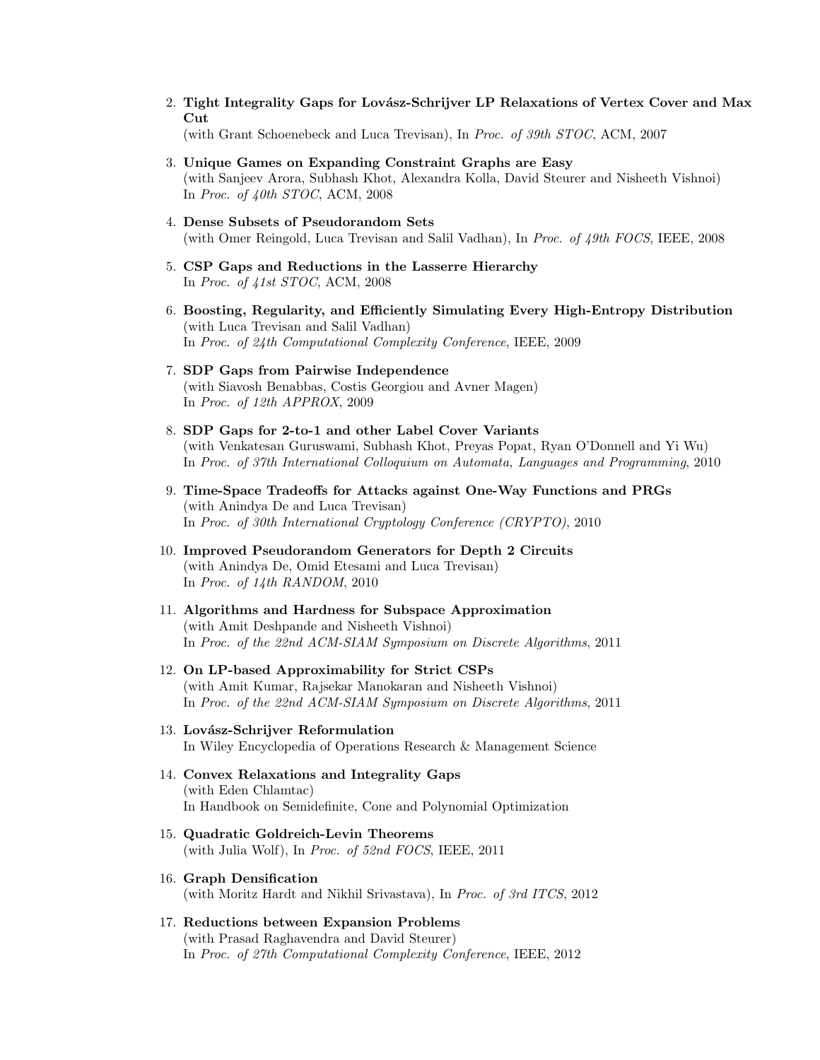2. **Tight Integrality Gaps for Lovász-Schrijver LP Relaxations of Vertex Cover and Max Cut**
   (with Grant Schoenebeck and Luca Trevisan), In *Proc. of 39th STOC*, ACM, 2007

3. **Unique Games on Expanding Constraint Graphs are Easy**
   (with Sanjeev Arora, Subhash Khot, Alexandra Kolla, David Steurer and Nisheeth Vishnoi)
   In *Proc. of 40th STOC*, ACM, 2008

4. **Dense Subsets of Pseudorandom Sets**
   (with Omer Reingold, Luca Trevisan and Salil Vadhan), In *Proc. of 49th FOCS*, IEEE, 2008

5. **CSP Gaps and Reductions in the Lasserre Hierarchy**
   In *Proc. of 41st STOC*, ACM, 2008

6. **Boosting, Regularity, and Efficiently Simulating Every High-Entropy Distribution**
   (with Luca Trevisan and Salil Vadhan)
   In *Proc. of 24th Computational Complexity Conference*, IEEE, 2009

7. **SDP Gaps from Pairwise Independence**
   (with Siavosh Benabbas, Costis Georgiou and Avner Magen)
   In *Proc. of 12th APPROX*, 2009

8. **SDP Gaps for 2-to-1 and other Label Cover Variants**
   (with Venkatesan Guruswami, Subhash Khot, Preyas Popat, Ryan O'Donnell and Yi Wu)
   In *Proc. of 37th International Colloquium on Automata, Languages and Programming*, 2010

9. **Time-Space Tradeoffs for Attacks against One-Way Functions and PRGs**
   (with Anindya De and Luca Trevisan)
   In *Proc. of 30th International Cryptology Conference (CRYPTO)*, 2010

10. **Improved Pseudorandom Generators for Depth 2 Circuits**
    (with Anindya De, Omid Etesami and Luca Trevisan)
    In *Proc. of 14th RANDOM*, 2010

11. **Algorithms and Hardness for Subspace Approximation**
    (with Amit Deshpande and Nisheeth Vishnoi)
    In *Proc. of the 22nd ACM-SIAM Symposium on Discrete Algorithms*, 2011

12. **On LP-based Approximability for Strict CSPs**
    (with Amit Kumar, Rajsekar Manokaran and Nisheeth Vishnoi)
    In *Proc. of the 22nd ACM-SIAM Symposium on Discrete Algorithms*, 2011

13. **Lovász-Schrijver Reformulation**
    In Wiley Encyclopedia of Operations Research & Management Science

14. **Convex Relaxations and Integrality Gaps**
    (with Eden Chlamtac)
    In Handbook on Semidefinite, Cone and Polynomial Optimization

15. **Quadratic Goldreich-Levin Theorems**
    (with Julia Wolf), In *Proc. of 52nd FOCS*, IEEE, 2011

16. **Graph Densification**
    (with Moritz Hardt and Nikhil Srivastava), In *Proc. of 3rd ITCS*, 2012

17. **Reductions between Expansion Problems**
    (with Prasad Raghavendra and David Steurer)
    In *Proc. of 27th Computational Complexity Conference*, IEEE, 2012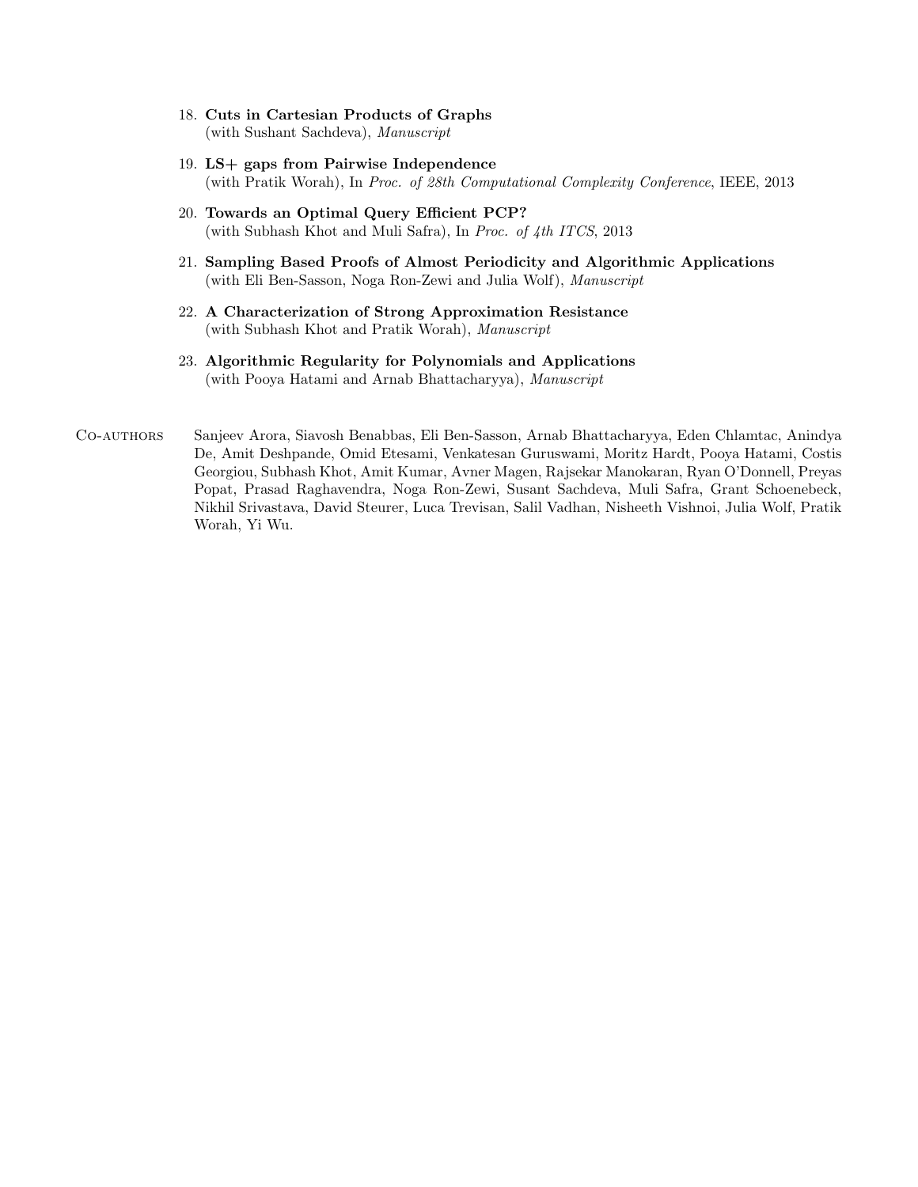18. **Cuts in Cartesian Products of Graphs**
    (with Sushant Sachdeva), *Manuscript*

19. **LS+ gaps from Pairwise Independence**
    (with Pratik Worah), In *Proc. of 28th Computational Complexity Conference*, IEEE, 2013

20. **Towards an Optimal Query Efficient PCP?**
    (with Subhash Khot and Muli Safra), In *Proc. of 4th ITCS*, 2013

21. **Sampling Based Proofs of Almost Periodicity and Algorithmic Applications**
    (with Eli Ben-Sasson, Noga Ron-Zewi and Julia Wolf), *Manuscript*

22. **A Characterization of Strong Approximation Resistance**
    (with Subhash Khot and Pratik Worah), *Manuscript*

23. **Algorithmic Regularity for Polynomials and Applications**
    (with Pooya Hatami and Arnab Bhattacharyya), *Manuscript*

Co-authors

Sanjeev Arora, Siavosh Benabbas, Eli Ben-Sasson, Arnab Bhattacharyya, Eden Chlamtac, Anindya De, Amit Deshpande, Omid Etesami, Venkatesan Guruswami, Moritz Hardt, Pooya Hatami, Costis Georgiou, Subhash Khot, Amit Kumar, Avner Magen, Rajsekar Manokaran, Ryan O'Donnell, Preyas Popat, Prasad Raghavendra, Noga Ron-Zewi, Susant Sachdeva, Muli Safra, Grant Schoenebeck, Nikhil Srivastava, David Steurer, Luca Trevisan, Salil Vadhan, Nisheeth Vishnoi, Julia Wolf, Pratik Worah, Yi Wu.